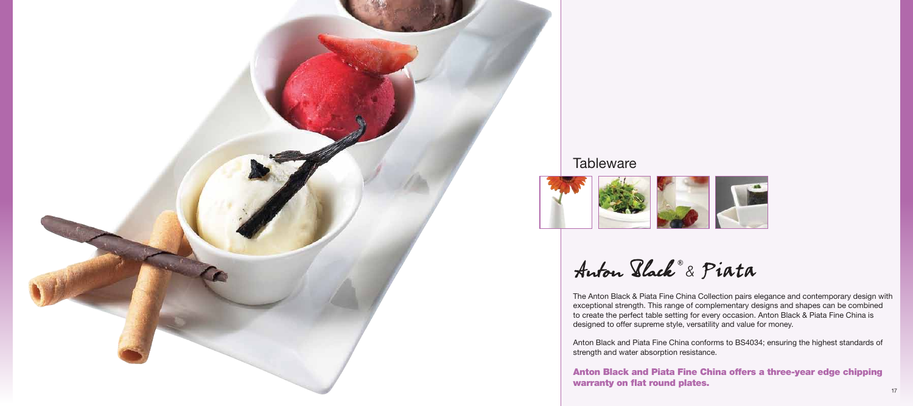## Tableware

# Anton Black® & Piata

The Anton Black & Piata Fine China Collection pairs elegance and contemporary design with exceptional strength. This range of complementary designs and shapes can be combined to create the perfect table setting for every occasion. Anton Black & Piata Fine China is designed to offer supreme style, versatility and value for money.

Anton Black and Piata Fine China conforms to BS4034; ensuring the highest standards of strength and water absorption resistance.

**Anton Black and Piata Fine China offers a three-year edge chipping warranty on flat round plates.**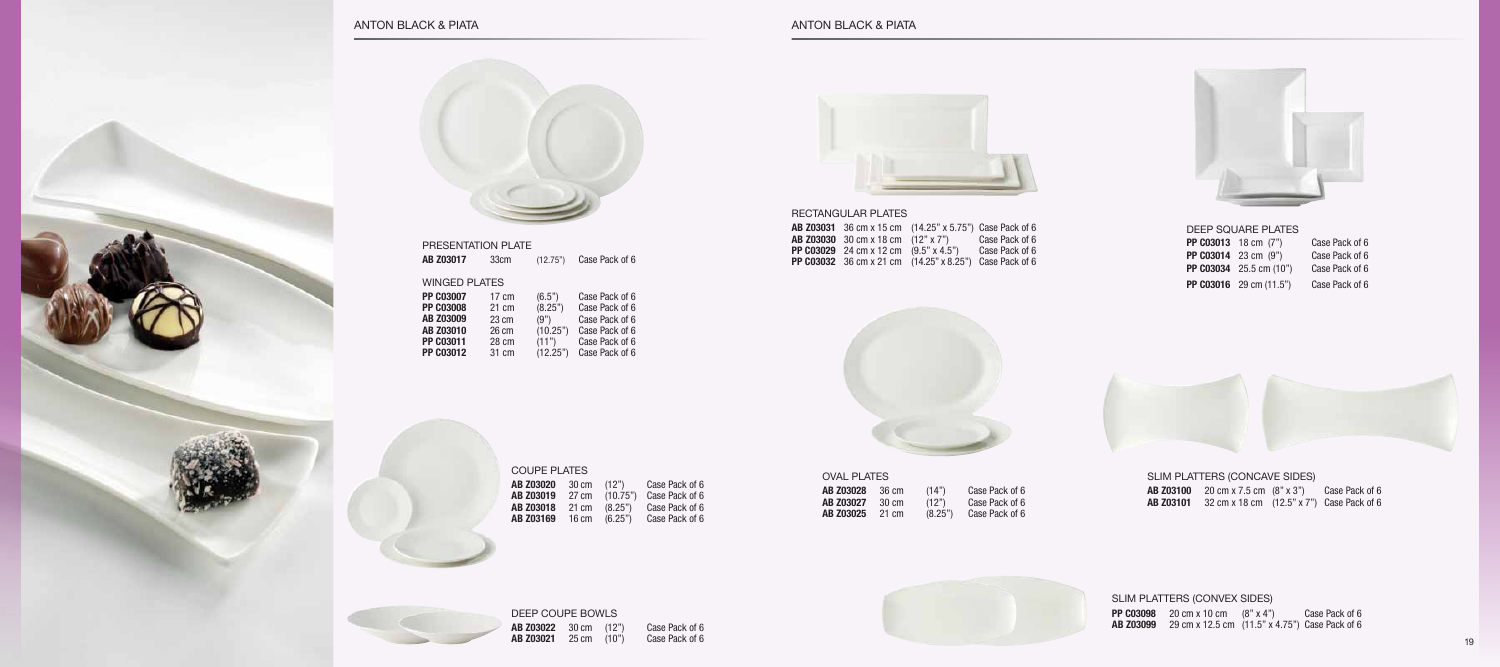# ANTON BLACK & PIATA

## PRESENTATION PLATE

| | | | |
|---|---|---|---|
| **AB Z03017** | 33cm | (12.75") | Case Pack of 6 |

## WINGED PLATES

| | | | |
|---|---|---|---|
| **PP C03007** | 17 cm | (6.5") | Case Pack of 6 |
| **PP C03008** | 21 cm | (8.25") | Case Pack of 6 |
| **AB Z03009** | 23 cm | (9") | Case Pack of 6 |
| **AB Z03010** | 26 cm | (10.25") | Case Pack of 6 |
| **PP C03011** | 28 cm | (11") | Case Pack of 6 |
| **PP C03012** | 31 cm | (12.25") | Case Pack of 6 |

## COUPE PLATES

| | | | |
|---|---|---|---|
| **AB Z03020** | 30 cm | (12") | Case Pack of 6 |
| **AB Z03019** | 27 cm | (10.75") | Case Pack of 6 |
| **AB Z03018** | 21 cm | (8.25") | Case Pack of 6 |
| **AB Z03169** | 16 cm | (6.25") | Case Pack of 6 |

## DEEP COUPE BOWLS

| | | | |
|---|---|---|---|
| **AB Z03022** | 30 cm | (12") | Case Pack of 6 |
| **AB Z03021** | 25 cm | (10") | Case Pack of 6 |

## RECTANGULAR PLATES

| | | | |
|---|---|---|---|
| **AB Z03031** | 36 cm x 15 cm | (14.25" x 5.75") | Case Pack of 6 |
| **AB Z03030** | 30 cm x 18 cm | (12" x 7") | Case Pack of 6 |
| **PP C03029** | 24 cm x 12 cm | (9.5" x 4.5") | Case Pack of 6 |
| **PP C03032** | 36 cm x 21 cm | (14.25" x 8.25") | Case Pack of 6 |

## OVAL PLATES

| | | | |
|---|---|---|---|
| **AB Z03028** | 36 cm | (14") | Case Pack of 6 |
| **AB Z03027** | 30 cm | (12") | Case Pack of 6 |
| **AB Z03025** | 21 cm | (8.25") | Case Pack of 6 |

## DEEP SQUARE PLATES

| | | |
|---|---|---|
| **PP C03013** | 18 cm (7") | Case Pack of 6 |
| **PP C03014** | 23 cm (9") | Case Pack of 6 |
| **PP C03034** | 25.5 cm (10") | Case Pack of 6 |
| **PP C03016** | 29 cm (11.5") | Case Pack of 6 |

## SLIM PLATTERS (CONCAVE SIDES)

| | | | |
|---|---|---|---|
| **AB Z03100** | 20 cm x 7.5 cm | (8" x 3") | Case Pack of 6 |
| **AB Z03101** | 32 cm x 18 cm | (12.5" x 7") | Case Pack of 6 |

## SLIM PLATTERS (CONVEX SIDES)

| | | | |
|---|---|---|---|
| **PP C03098** | 20 cm x 10 cm | (8" x 4") | Case Pack of 6 |
| **AB Z03099** | 29 cm x 12.5 cm | (11.5" x 4.75") | Case Pack of 6 |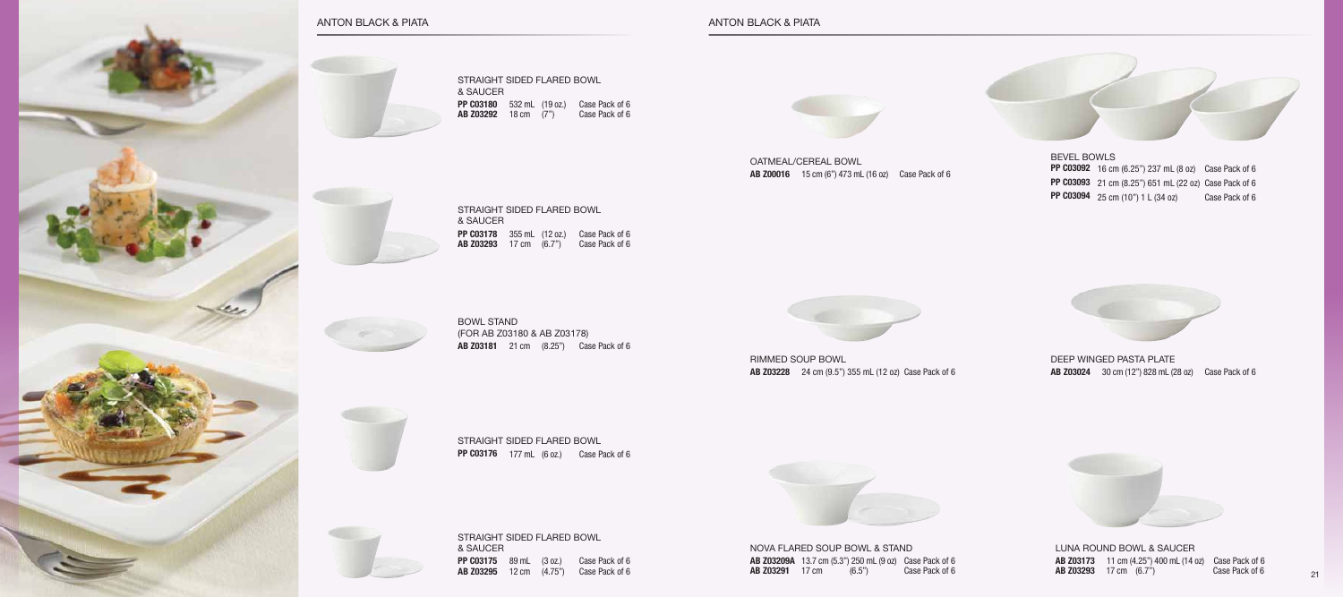## ANTON BLACK & PIATA

### STRAIGHT SIDED FLARED BOWL & SAUCER

| | | | |
|---|---|---|---|
| **PP C03180** | 532 mL | (19 oz.) | Case Pack of 6 |
| **AB Z03292** | 18 cm | (7") | Case Pack of 6 |

### STRAIGHT SIDED FLARED BOWL & SAUCER

| | | | |
|---|---|---|---|
| **PP C03178** | 355 mL | (12 oz.) | Case Pack of 6 |
| **AB Z03293** | 17 cm | (6.7") | Case Pack of 6 |

### BOWL STAND (FOR AB Z03180 & AB Z03178)

| | | | |
|---|---|---|---|
| **AB Z03181** | 21 cm | (8.25") | Case Pack of 6 |

### STRAIGHT SIDED FLARED BOWL

| | | | |
|---|---|---|---|
| **PP C03176** | 177 mL | (6 oz.) | Case Pack of 6 |

### STRAIGHT SIDED FLARED BOWL & SAUCER

| | | | |
|---|---|---|---|
| **PP C03175** | 89 mL | (3 oz.) | Case Pack of 6 |
| **AB Z03295** | 12 cm | (4.75") | Case Pack of 6 |

## ANTON BLACK & PIATA

### OATMEAL/CEREAL BOWL

**AB Z00016** 15 cm (6") 473 mL (16 oz) Case Pack of 6

### BEVEL BOWLS

**PP C03092** 16 cm (6.25") 237 mL (8 oz) Case Pack of 6
**PP C03093** 21 cm (8.25") 651 mL (22 oz) Case Pack of 6
**PP C03094** 25 cm (10") 1 L (34 oz) Case Pack of 6

### RIMMED SOUP BOWL

**AB Z03228** 24 cm (9.5") 355 mL (12 oz) Case Pack of 6

### DEEP WINGED PASTA PLATE

**AB Z03024** 30 cm (12") 828 mL (28 oz) Case Pack of 6

### NOVA FLARED SOUP BOWL & STAND

**AB Z03209A** 13.7 cm (5.3") 250 mL (9 oz) Case Pack of 6
**AB Z03291** 17 cm (6.5") Case Pack of 6

### LUNA ROUND BOWL & SAUCER

**AB Z03173** 11 cm (4.25") 400 mL (14 oz) Case Pack of 6
**AB Z03293** 17 cm (6.7") Case Pack of 6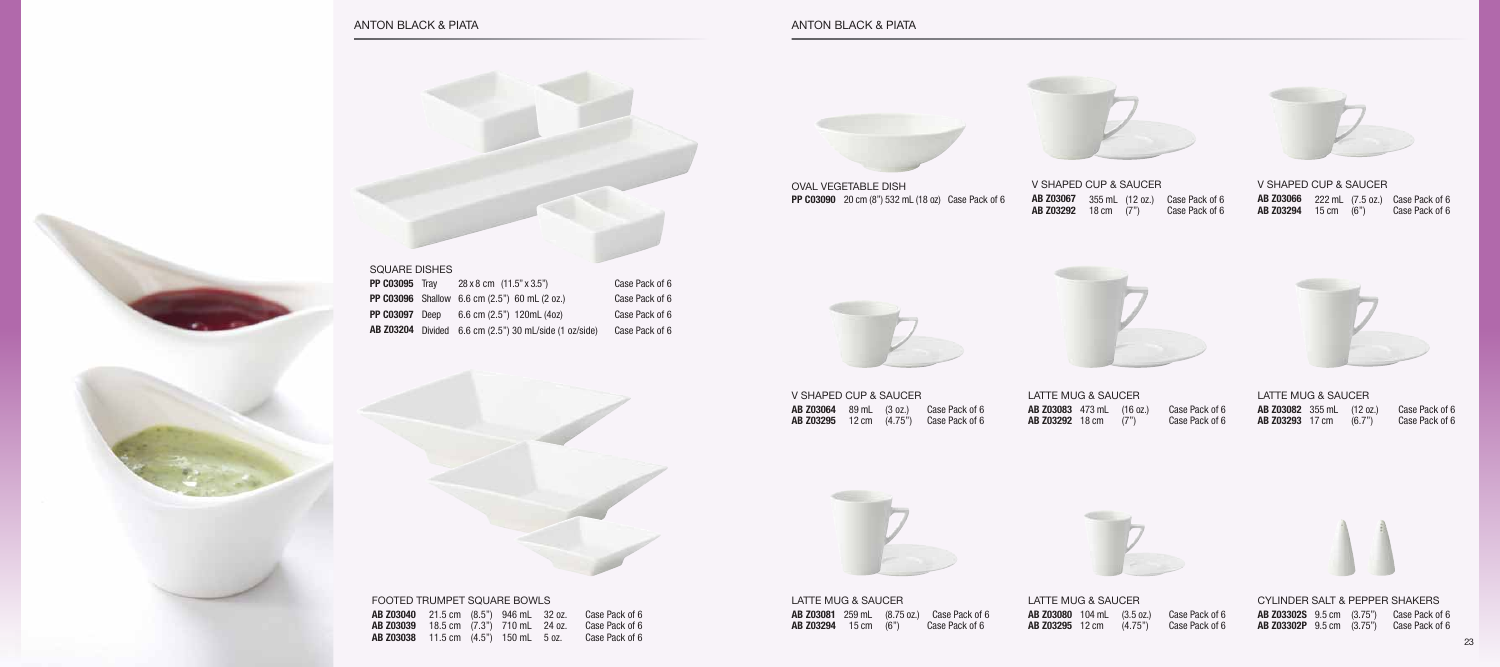## ANTON BLACK & PIATA

### SQUARE DISHES

| | | | |
|---|---|---|---|
| **PP C03095** | Tray | 28 x 8 cm (11.5" x 3.5") | Case Pack of 6 |
| **PP C03096** | Shallow | 6.6 cm (2.5") 60 mL (2 oz.) | Case Pack of 6 |
| **PP C03097** | Deep | 6.6 cm (2.5") 120mL (4oz) | Case Pack of 6 |
| **AB Z03204** | Divided | 6.6 cm (2.5") 30 mL/side (1 oz/side) | Case Pack of 6 |

### FOOTED TRUMPET SQUARE BOWLS

| | | | | | |
|---|---|---|---|---|---|
| **AB Z03040** | 21.5 cm | (8.5") | 946 mL | 32 oz. | Case Pack of 6 |
| **AB Z03039** | 18.5 cm | (7.3") | 710 mL | 24 oz. | Case Pack of 6 |
| **AB Z03038** | 11.5 cm | (4.5") | 150 mL | 5 oz. | Case Pack of 6 |

## ANTON BLACK & PIATA

### OVAL VEGETABLE DISH

**PP C03090** 20 cm (8") 532 mL (18 oz) Case Pack of 6

### V SHAPED CUP & SAUCER

| | | | |
|---|---|---|---|
| **AB Z03067** | 355 mL | (12 oz.) | Case Pack of 6 |
| **AB Z03292** | 18 cm | (7") | Case Pack of 6 |

### V SHAPED CUP & SAUCER

| | | | |
|---|---|---|---|
| **AB Z03066** | 222 mL | (7.5 oz.) | Case Pack of 6 |
| **AB Z03294** | 15 cm | (6") | Case Pack of 6 |

### V SHAPED CUP & SAUCER

| | | | |
|---|---|---|---|
| **AB Z03064** | 89 mL | (3 oz.) | Case Pack of 6 |
| **AB Z03295** | 12 cm | (4.75") | Case Pack of 6 |

### LATTE MUG & SAUCER

| | | | |
|---|---|---|---|
| **AB Z03083** | 473 mL | (16 oz.) | Case Pack of 6 |
| **AB Z03292** | 18 cm | (7") | Case Pack of 6 |

### LATTE MUG & SAUCER

| | | | |
|---|---|---|---|
| **AB Z03082** | 355 mL | (12 oz.) | Case Pack of 6 |
| **AB Z03293** | 17 cm | (6.7") | Case Pack of 6 |

### LATTE MUG & SAUCER

| | | | |
|---|---|---|---|
| **AB Z03081** | 259 mL | (8.75 oz.) | Case Pack of 6 |
| **AB Z03294** | 15 cm | (6") | Case Pack of 6 |

### LATTE MUG & SAUCER

| | | | |
|---|---|---|---|
| **AB Z03080** | 104 mL | (3.5 oz.) | Case Pack of 6 |
| **AB Z03295** | 12 cm | (4.75") | Case Pack of 6 |

### CYLINDER SALT & PEPPER SHAKERS

| | | | |
|---|---|---|---|
| **AB Z03302S** | 9.5 cm | (3.75") | Case Pack of 6 |
| **AB Z03302P** | 9.5 cm | (3.75") | Case Pack of 6 |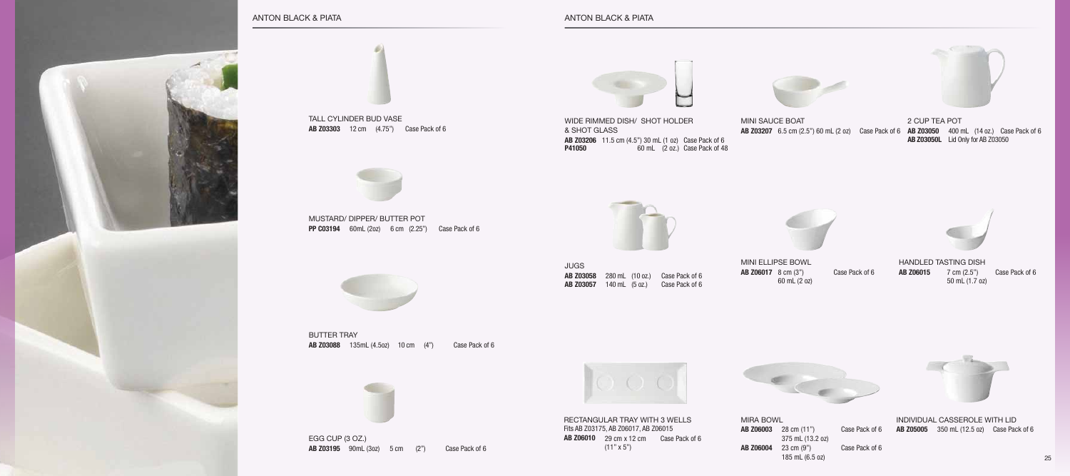## ANTON BLACK & PIATA

**TALL CYLINDER BUD VASE**
**AB Z03303** 12 cm (4.75") Case Pack of 6

**MUSTARD/ DIPPER/ BUTTER POT**
**PP C03194** 60mL (2oz) 6 cm (2.25") Case Pack of 6

**BUTTER TRAY**
**AB Z03088** 135mL (4.5oz) 10 cm (4") Case Pack of 6

**EGG CUP (3 OZ.)**
**AB Z03195** 90mL (3oz) 5 cm (2") Case Pack of 6

## ANTON BLACK & PIATA

**WIDE RIMMED DISH/ SHOT HOLDER & SHOT GLASS**
**AB Z03206** 11.5 cm (4.5") 30 mL (1 oz) Case Pack of 6
**P41050** 60 mL (2 oz.) Case Pack of 48

**MINI SAUCE BOAT**
**AB Z03207** 6.5 cm (2.5") 60 mL (2 oz) Case Pack of 6

**2 CUP TEA POT**
**AB Z03050** 400 mL (14 oz.) Case Pack of 6
**AB Z03050L** Lid Only for AB Z03050

**JUGS**
**AB Z03058** 280 mL (10 oz.) Case Pack of 6
**AB Z03057** 140 mL (5 oz.) Case Pack of 6

**MINI ELLIPSE BOWL**
**AB Z06017** 8 cm (3") 60 mL (2 oz) Case Pack of 6

**HANDLED TASTING DISH**
**AB Z06015** 7 cm (2.5") 50 mL (1.7 oz) Case Pack of 6

**RECTANGULAR TRAY WITH 3 WELLS**
Fits AB Z03175, AB Z06017, AB Z06015
**AB Z06010** 29 cm x 12 cm (11" x 5") Case Pack of 6

**MIRA BOWL**
**AB Z06003** 28 cm (11") 375 mL (13.2 oz) Case Pack of 6
**AB Z06004** 23 cm (9") 185 mL (6.5 oz) Case Pack of 6

**INDIVIDUAL CASSEROLE WITH LID**
**AB Z05005** 350 mL (12.5 oz) Case Pack of 6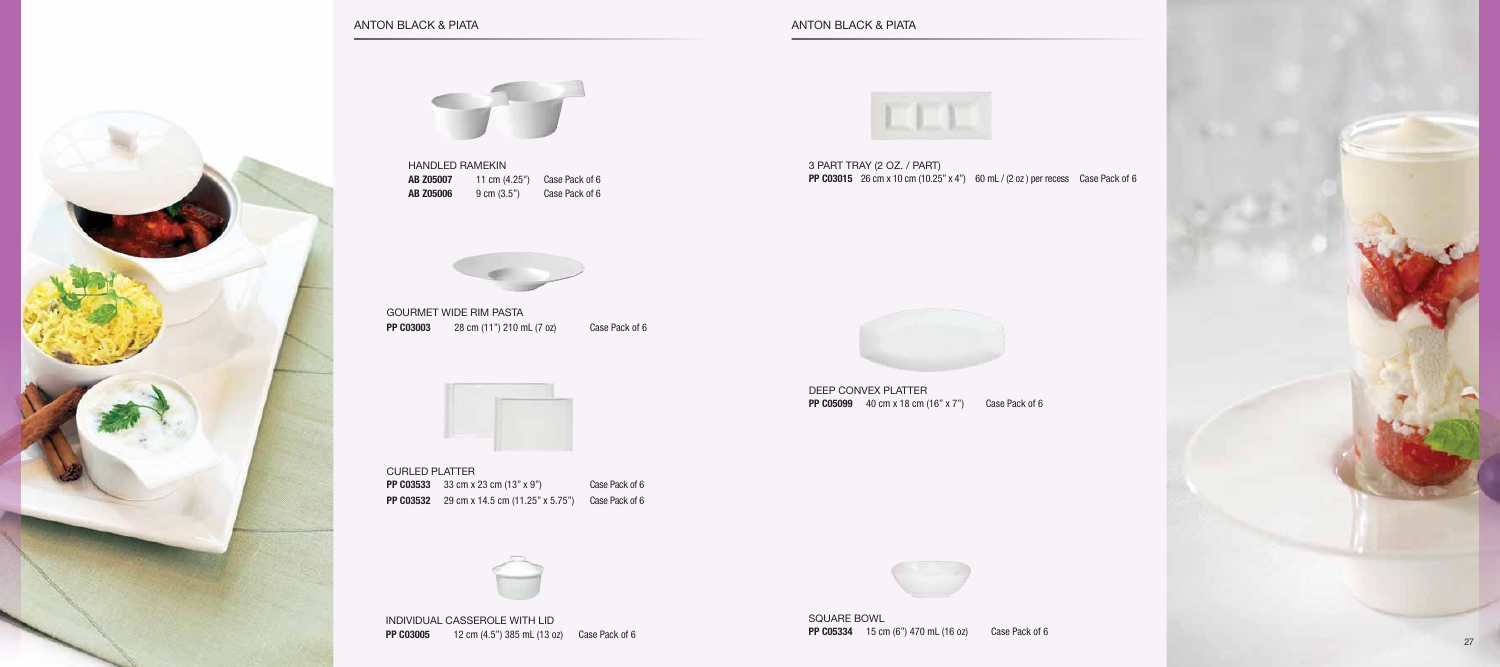## ANTON BLACK & PIATA

HANDLED RAMEKIN

| | | |
|---|---|---|
| **AB Z05007** | 11 cm (4.25") | Case Pack of 6 |
| **AB Z05006** | 9 cm (3.5") | Case Pack of 6 |

GOURMET WIDE RIM PASTA

| | | |
|---|---|---|
| **PP C03003** | 28 cm (11") 210 mL (7 oz) | Case Pack of 6 |

CURLED PLATTER

| | | |
|---|---|---|
| **PP C03533** | 33 cm x 23 cm (13" x 9") | Case Pack of 6 |
| **PP C03532** | 29 cm x 14.5 cm (11.25" x 5.75") | Case Pack of 6 |

INDIVIDUAL CASSEROLE WITH LID

| | | |
|---|---|---|
| **PP C03005** | 12 cm (4.5") 385 mL (13 oz) | Case Pack of 6 |

## ANTON BLACK & PIATA

3 PART TRAY (2 OZ. / PART)

| | | | |
|---|---|---|---|
| **PP C03015** | 26 cm x 10 cm (10.25" x 4") | 60 mL / (2 oz ) per recess | Case Pack of 6 |

DEEP CONVEX PLATTER

| | | |
|---|---|---|
| **PP C05099** | 40 cm x 18 cm (16" x 7") | Case Pack of 6 |

SQUARE BOWL

| | | |
|---|---|---|
| **PP C05334** | 15 cm (6") 470 mL (16 oz) | Case Pack of 6 |